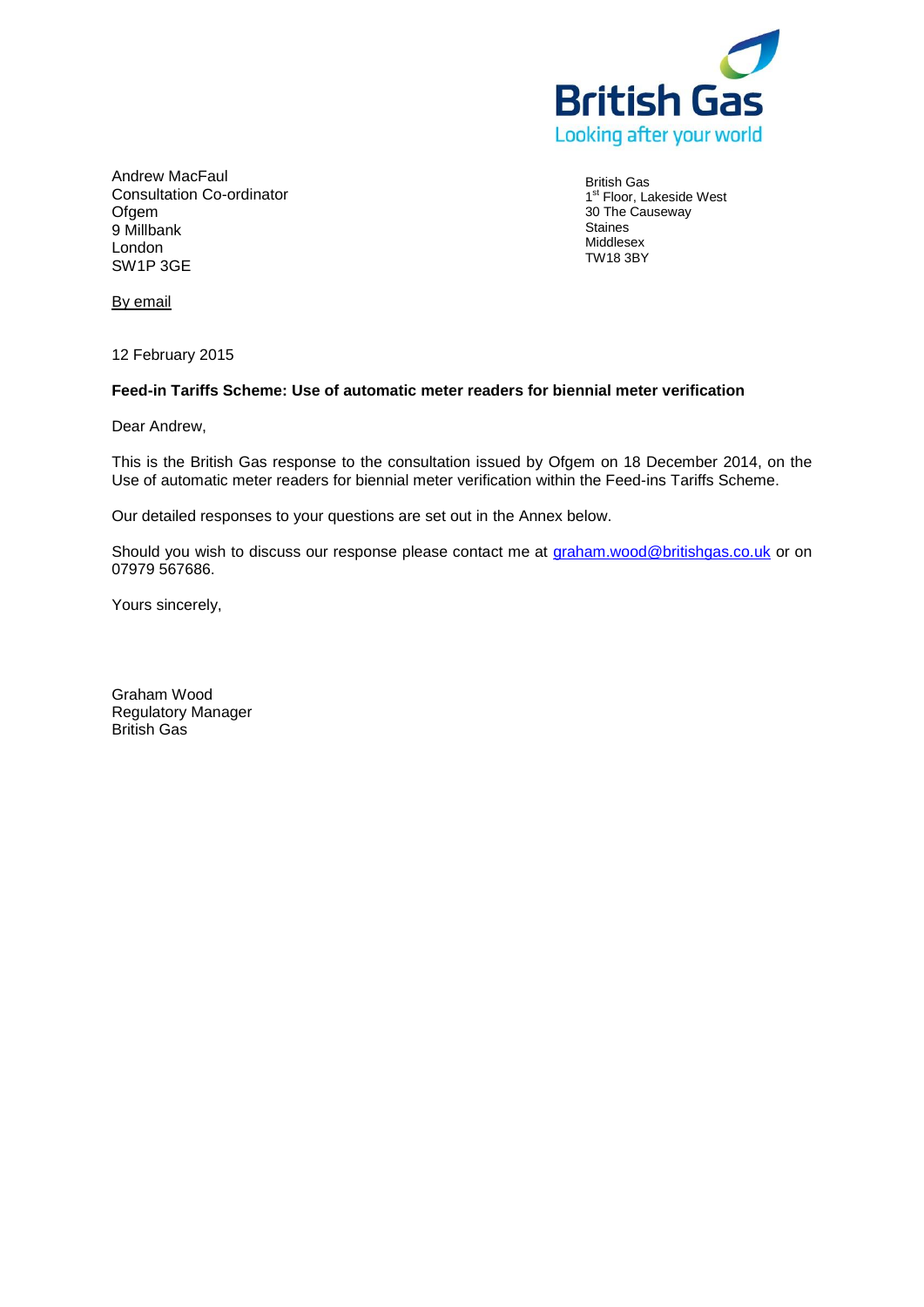British Gas

Looking after your world

Andrew MacFaul
Consultation Co-ordinator
Ofgem
9 Millbank
London
SW1P 3GE

British Gas
1st Floor, Lakeside West
30 The Causeway
Staines
Middlesex
TW18 3BY

By email

12 February 2015

**Feed-in Tariffs Scheme: Use of automatic meter readers for biennial meter verification**

Dear Andrew,

This is the British Gas response to the consultation issued by Ofgem on 18 December 2014, on the Use of automatic meter readers for biennial meter verification within the Feed-ins Tariffs Scheme.

Our detailed responses to your questions are set out in the Annex below.

Should you wish to discuss our response please contact me at graham.wood@britishgas.co.uk or on 07979 567686.

Yours sincerely,

Graham Wood
Regulatory Manager
British Gas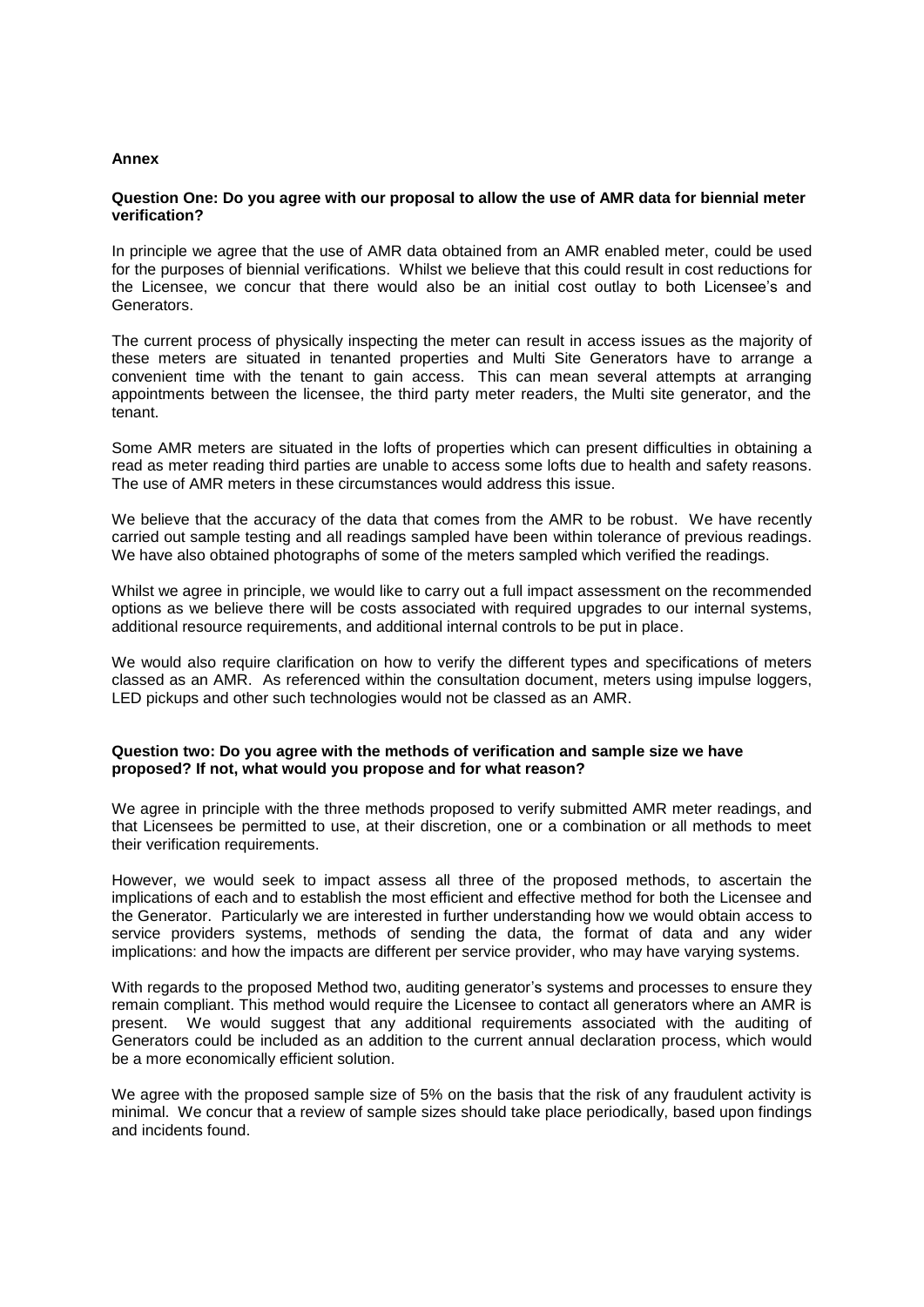**Annex**

**Question One: Do you agree with our proposal to allow the use of AMR data for biennial meter verification?**

In principle we agree that the use of AMR data obtained from an AMR enabled meter, could be used for the purposes of biennial verifications. Whilst we believe that this could result in cost reductions for the Licensee, we concur that there would also be an initial cost outlay to both Licensee's and Generators.

The current process of physically inspecting the meter can result in access issues as the majority of these meters are situated in tenanted properties and Multi Site Generators have to arrange a convenient time with the tenant to gain access. This can mean several attempts at arranging appointments between the licensee, the third party meter readers, the Multi site generator, and the tenant.

Some AMR meters are situated in the lofts of properties which can present difficulties in obtaining a read as meter reading third parties are unable to access some lofts due to health and safety reasons. The use of AMR meters in these circumstances would address this issue.

We believe that the accuracy of the data that comes from the AMR to be robust. We have recently carried out sample testing and all readings sampled have been within tolerance of previous readings. We have also obtained photographs of some of the meters sampled which verified the readings.

Whilst we agree in principle, we would like to carry out a full impact assessment on the recommended options as we believe there will be costs associated with required upgrades to our internal systems, additional resource requirements, and additional internal controls to be put in place.

We would also require clarification on how to verify the different types and specifications of meters classed as an AMR. As referenced within the consultation document, meters using impulse loggers, LED pickups and other such technologies would not be classed as an AMR.

**Question two: Do you agree with the methods of verification and sample size we have proposed? If not, what would you propose and for what reason?**

We agree in principle with the three methods proposed to verify submitted AMR meter readings, and that Licensees be permitted to use, at their discretion, one or a combination or all methods to meet their verification requirements.

However, we would seek to impact assess all three of the proposed methods, to ascertain the implications of each and to establish the most efficient and effective method for both the Licensee and the Generator. Particularly we are interested in further understanding how we would obtain access to service providers systems, methods of sending the data, the format of data and any wider implications: and how the impacts are different per service provider, who may have varying systems.

With regards to the proposed Method two, auditing generator's systems and processes to ensure they remain compliant. This method would require the Licensee to contact all generators where an AMR is present. We would suggest that any additional requirements associated with the auditing of Generators could be included as an addition to the current annual declaration process, which would be a more economically efficient solution.

We agree with the proposed sample size of 5% on the basis that the risk of any fraudulent activity is minimal. We concur that a review of sample sizes should take place periodically, based upon findings and incidents found.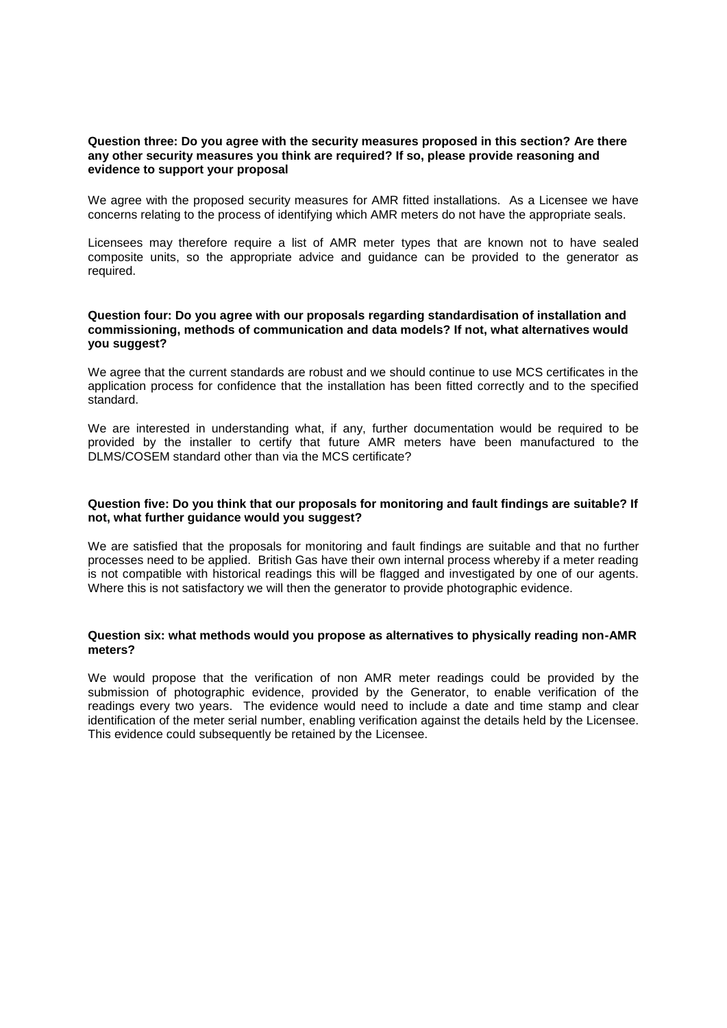**Question three: Do you agree with the security measures proposed in this section? Are there any other security measures you think are required? If so, please provide reasoning and evidence to support your proposal**

We agree with the proposed security measures for AMR fitted installations. As a Licensee we have concerns relating to the process of identifying which AMR meters do not have the appropriate seals.

Licensees may therefore require a list of AMR meter types that are known not to have sealed composite units, so the appropriate advice and guidance can be provided to the generator as required.

**Question four: Do you agree with our proposals regarding standardisation of installation and commissioning, methods of communication and data models? If not, what alternatives would you suggest?**

We agree that the current standards are robust and we should continue to use MCS certificates in the application process for confidence that the installation has been fitted correctly and to the specified standard.

We are interested in understanding what, if any, further documentation would be required to be provided by the installer to certify that future AMR meters have been manufactured to the DLMS/COSEM standard other than via the MCS certificate?

**Question five: Do you think that our proposals for monitoring and fault findings are suitable? If not, what further guidance would you suggest?**

We are satisfied that the proposals for monitoring and fault findings are suitable and that no further processes need to be applied. British Gas have their own internal process whereby if a meter reading is not compatible with historical readings this will be flagged and investigated by one of our agents. Where this is not satisfactory we will then the generator to provide photographic evidence.

**Question six: what methods would you propose as alternatives to physically reading non-AMR meters?**

We would propose that the verification of non AMR meter readings could be provided by the submission of photographic evidence, provided by the Generator, to enable verification of the readings every two years. The evidence would need to include a date and time stamp and clear identification of the meter serial number, enabling verification against the details held by the Licensee. This evidence could subsequently be retained by the Licensee.